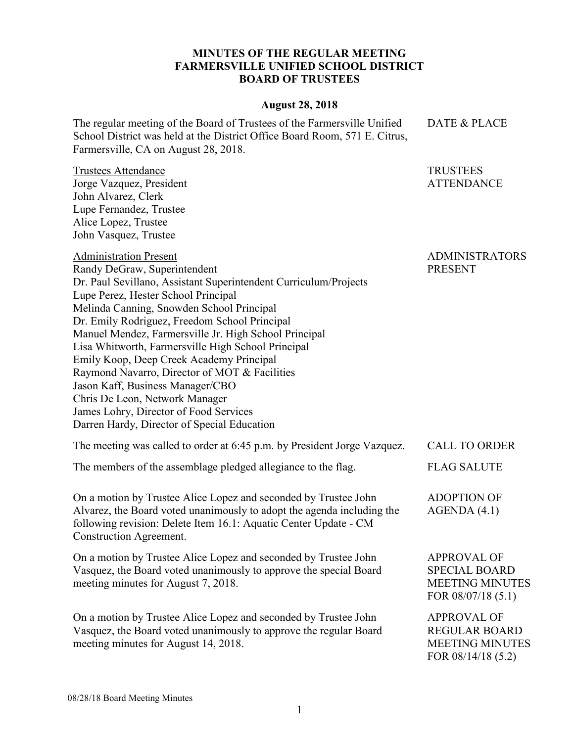# MINUTES OF THE REGULAR MEETING
# FARMERSVILLE UNIFIED SCHOOL DISTRICT
# BOARD OF TRUSTEES

**August 28, 2018**

**DATE & PLACE**

The regular meeting of the Board of Trustees of the Farmersville Unified School District was held at the District Office Board Room, 571 E. Citrus, Farmersville, CA on August 28, 2018.

**TRUSTEES ATTENDANCE**

Trustees Attendance
Jorge Vazquez, President
John Alvarez, Clerk
Lupe Fernandez, Trustee
Alice Lopez, Trustee
John Vasquez, Trustee

**ADMINISTRATORS PRESENT**

Administration Present
Randy DeGraw, Superintendent
Dr. Paul Sevillano, Assistant Superintendent Curriculum/Projects
Lupe Perez, Hester School Principal
Melinda Canning, Snowden School Principal
Dr. Emily Rodriguez, Freedom School Principal
Manuel Mendez, Farmersville Jr. High School Principal
Lisa Whitworth, Farmersville High School Principal
Emily Koop, Deep Creek Academy Principal
Raymond Navarro, Director of MOT & Facilities
Jason Kaff, Business Manager/CBO
Chris De Leon, Network Manager
James Lohry, Director of Food Services
Darren Hardy, Director of Special Education

**CALL TO ORDER**

The meeting was called to order at 6:45 p.m. by President Jorge Vazquez.

**FLAG SALUTE**

The members of the assemblage pledged allegiance to the flag.

**ADOPTION OF AGENDA (4.1)**

On a motion by Trustee Alice Lopez and seconded by Trustee John Alvarez, the Board voted unanimously to adopt the agenda including the following revision: Delete Item 16.1: Aquatic Center Update - CM Construction Agreement.

**APPROVAL OF SPECIAL BOARD MEETING MINUTES FOR 08/07/18 (5.1)**

On a motion by Trustee Alice Lopez and seconded by Trustee John Vasquez, the Board voted unanimously to approve the special Board meeting minutes for August 7, 2018.

**APPROVAL OF REGULAR BOARD MEETING MINUTES FOR 08/14/18 (5.2)**

On a motion by Trustee Alice Lopez and seconded by Trustee John Vasquez, the Board voted unanimously to approve the regular Board meeting minutes for August 14, 2018.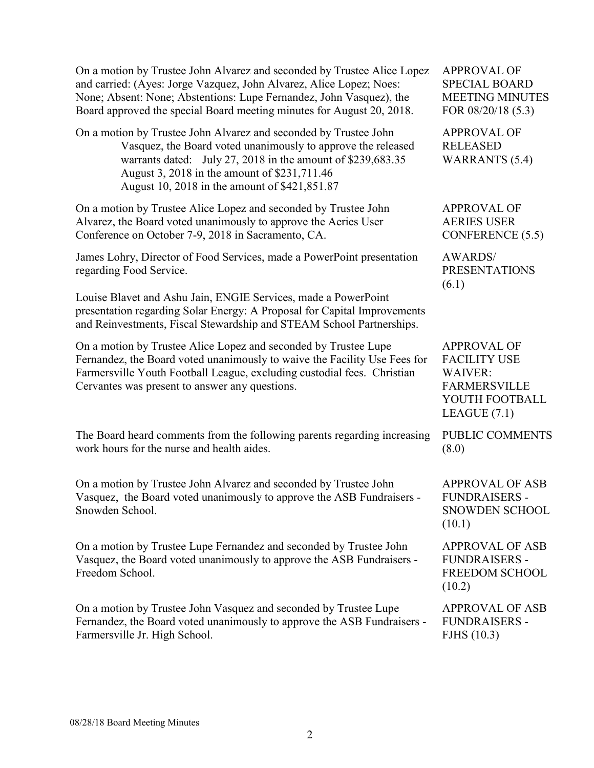On a motion by Trustee John Alvarez and seconded by Trustee Alice Lopez and carried: (Ayes: Jorge Vazquez, John Alvarez, Alice Lopez; Noes: None; Absent: None; Abstentions: Lupe Fernandez, John Vasquez), the Board approved the special Board meeting minutes for August 20, 2018.

**APPROVAL OF SPECIAL BOARD MEETING MINUTES FOR 08/20/18 (5.3)**

On a motion by Trustee John Alvarez and seconded by Trustee John Vasquez, the Board voted unanimously to approve the released warrants dated: July 27, 2018 in the amount of $239,683.35
August 3, 2018 in the amount of $231,711.46
August 10, 2018 in the amount of $421,851.87

**APPROVAL OF RELEASED WARRANTS (5.4)**

On a motion by Trustee Alice Lopez and seconded by Trustee John Alvarez, the Board voted unanimously to approve the Aeries User Conference on October 7-9, 2018 in Sacramento, CA.

**APPROVAL OF AERIES USER CONFERENCE (5.5)**

James Lohry, Director of Food Services, made a PowerPoint presentation regarding Food Service.

**AWARDS/ PRESENTATIONS (6.1)**

Louise Blavet and Ashu Jain, ENGIE Services, made a PowerPoint presentation regarding Solar Energy: A Proposal for Capital Improvements and Reinvestments, Fiscal Stewardship and STEAM School Partnerships.

On a motion by Trustee Alice Lopez and seconded by Trustee Lupe Fernandez, the Board voted unanimously to waive the Facility Use Fees for Farmersville Youth Football League, excluding custodial fees. Christian Cervantes was present to answer any questions.

**APPROVAL OF FACILITY USE WAIVER: FARMERSVILLE YOUTH FOOTBALL LEAGUE (7.1)**

The Board heard comments from the following parents regarding increasing work hours for the nurse and health aides.

**PUBLIC COMMENTS (8.0)**

On a motion by Trustee John Alvarez and seconded by Trustee John Vasquez, the Board voted unanimously to approve the ASB Fundraisers - Snowden School.

**APPROVAL OF ASB FUNDRAISERS - SNOWDEN SCHOOL (10.1)**

On a motion by Trustee Lupe Fernandez and seconded by Trustee John Vasquez, the Board voted unanimously to approve the ASB Fundraisers - Freedom School.

**APPROVAL OF ASB FUNDRAISERS - FREEDOM SCHOOL (10.2)**

On a motion by Trustee John Vasquez and seconded by Trustee Lupe Fernandez, the Board voted unanimously to approve the ASB Fundraisers - Farmersville Jr. High School.

**APPROVAL OF ASB FUNDRAISERS - FJHS (10.3)**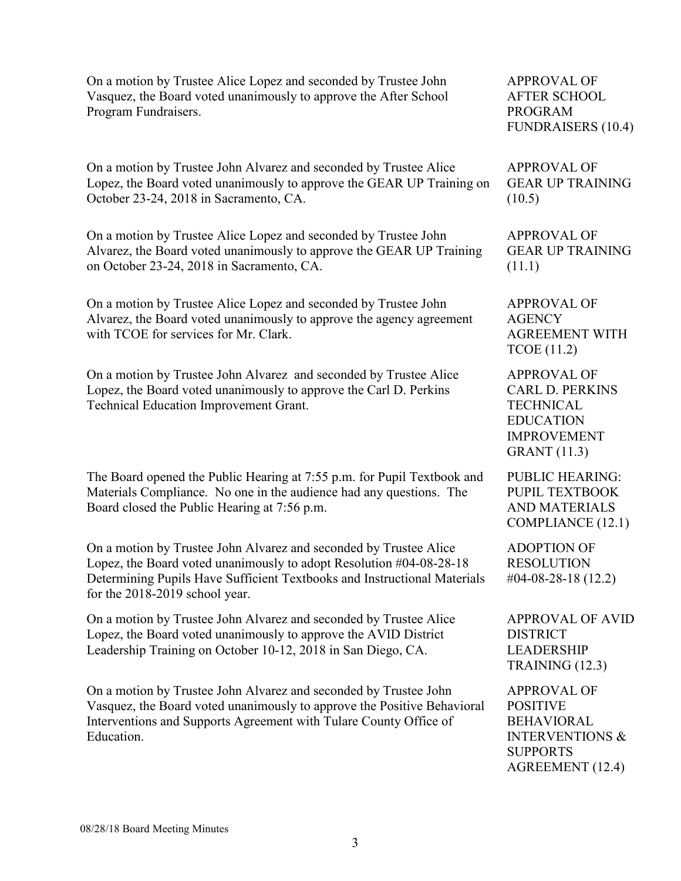| | |
|---|---|
| On a motion by Trustee Alice Lopez and seconded by Trustee John Vasquez, the Board voted unanimously to approve the After School Program Fundraisers. | APPROVAL OF AFTER SCHOOL PROGRAM FUNDRAISERS (10.4) |
| On a motion by Trustee John Alvarez and seconded by Trustee Alice Lopez, the Board voted unanimously to approve the GEAR UP Training on October 23-24, 2018 in Sacramento, CA. | APPROVAL OF GEAR UP TRAINING (10.5) |
| On a motion by Trustee Alice Lopez and seconded by Trustee John Alvarez, the Board voted unanimously to approve the GEAR UP Training on October 23-24, 2018 in Sacramento, CA. | APPROVAL OF GEAR UP TRAINING (11.1) |
| On a motion by Trustee Alice Lopez and seconded by Trustee John Alvarez, the Board voted unanimously to approve the agency agreement with TCOE for services for Mr. Clark. | APPROVAL OF AGENCY AGREEMENT WITH TCOE (11.2) |
| On a motion by Trustee John Alvarez and seconded by Trustee Alice Lopez, the Board voted unanimously to approve the Carl D. Perkins Technical Education Improvement Grant. | APPROVAL OF CARL D. PERKINS TECHNICAL EDUCATION IMPROVEMENT GRANT (11.3) |
| The Board opened the Public Hearing at 7:55 p.m. for Pupil Textbook and Materials Compliance. No one in the audience had any questions. The Board closed the Public Hearing at 7:56 p.m. | PUBLIC HEARING: PUPIL TEXTBOOK AND MATERIALS COMPLIANCE (12.1) |
| On a motion by Trustee John Alvarez and seconded by Trustee Alice Lopez, the Board voted unanimously to adopt Resolution #04-08-28-18 Determining Pupils Have Sufficient Textbooks and Instructional Materials for the 2018-2019 school year. | ADOPTION OF RESOLUTION #04-08-28-18 (12.2) |
| On a motion by Trustee John Alvarez and seconded by Trustee Alice Lopez, the Board voted unanimously to approve the AVID District Leadership Training on October 10-12, 2018 in San Diego, CA. | APPROVAL OF AVID DISTRICT LEADERSHIP TRAINING (12.3) |
| On a motion by Trustee John Alvarez and seconded by Trustee John Vasquez, the Board voted unanimously to approve the Positive Behavioral Interventions and Supports Agreement with Tulare County Office of Education. | APPROVAL OF POSITIVE BEHAVIORAL INTERVENTIONS & SUPPORTS AGREEMENT (12.4) |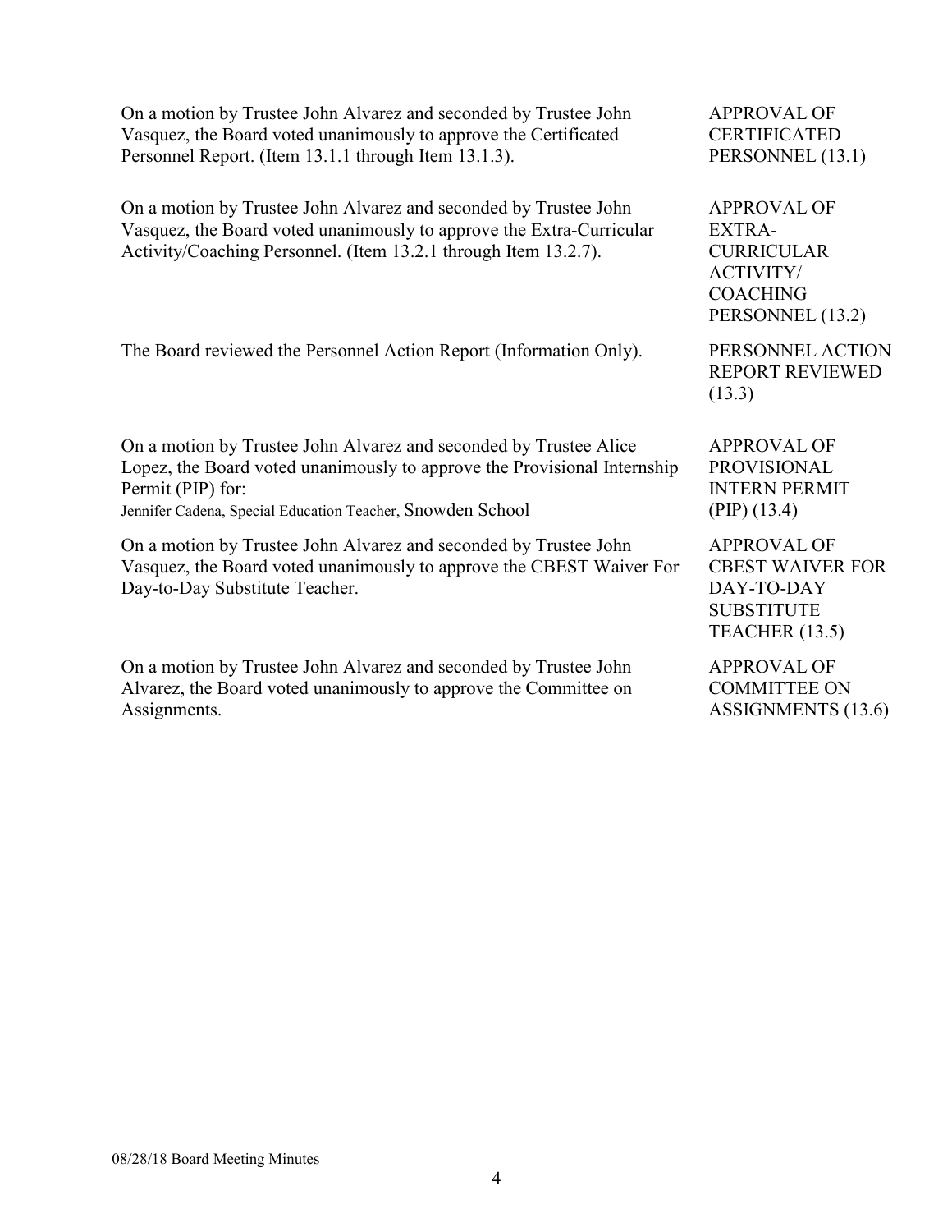On a motion by Trustee John Alvarez and seconded by Trustee John Vasquez, the Board voted unanimously to approve the Certificated Personnel Report. (Item 13.1.1 through Item 13.1.3).

APPROVAL OF CERTIFICATED PERSONNEL (13.1)

On a motion by Trustee John Alvarez and seconded by Trustee John Vasquez, the Board voted unanimously to approve the Extra-Curricular Activity/Coaching Personnel. (Item 13.2.1 through Item 13.2.7).

APPROVAL OF EXTRA-CURRICULAR ACTIVITY/ COACHING PERSONNEL (13.2)

The Board reviewed the Personnel Action Report (Information Only).

PERSONNEL ACTION REPORT REVIEWED (13.3)

On a motion by Trustee John Alvarez and seconded by Trustee Alice Lopez, the Board voted unanimously to approve the Provisional Internship Permit (PIP) for:
Jennifer Cadena, Special Education Teacher, Snowden School

APPROVAL OF PROVISIONAL INTERN PERMIT (PIP) (13.4)

On a motion by Trustee John Alvarez and seconded by Trustee John Vasquez, the Board voted unanimously to approve the CBEST Waiver For Day-to-Day Substitute Teacher.

APPROVAL OF CBEST WAIVER FOR DAY-TO-DAY SUBSTITUTE TEACHER (13.5)

On a motion by Trustee John Alvarez and seconded by Trustee John Alvarez, the Board voted unanimously to approve the Committee on Assignments.

APPROVAL OF COMMITTEE ON ASSIGNMENTS (13.6)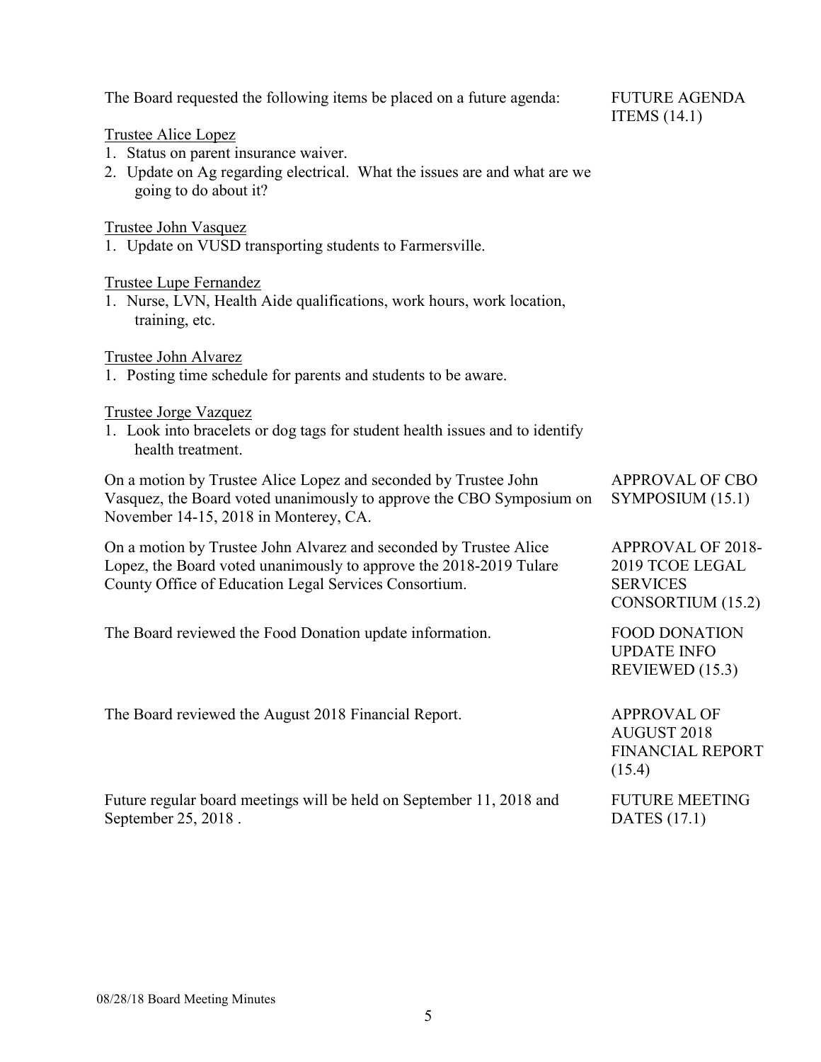The Board requested the following items be placed on a future agenda: FUTURE AGENDA ITEMS (14.1)

Trustee Alice Lopez

1. Status on parent insurance waiver.
2. Update on Ag regarding electrical. What the issues are and what are we going to do about it?

Trustee John Vasquez

1. Update on VUSD transporting students to Farmersville.

Trustee Lupe Fernandez

1. Nurse, LVN, Health Aide qualifications, work hours, work location, training, etc.

Trustee John Alvarez

1. Posting time schedule for parents and students to be aware.

Trustee Jorge Vazquez

1. Look into bracelets or dog tags for student health issues and to identify health treatment.

On a motion by Trustee Alice Lopez and seconded by Trustee John Vasquez, the Board voted unanimously to approve the CBO Symposium on November 14-15, 2018 in Monterey, CA. APPROVAL OF CBO SYMPOSIUM (15.1)

On a motion by Trustee John Alvarez and seconded by Trustee Alice Lopez, the Board voted unanimously to approve the 2018-2019 Tulare County Office of Education Legal Services Consortium. APPROVAL OF 2018-2019 TCOE LEGAL SERVICES CONSORTIUM (15.2)

The Board reviewed the Food Donation update information. FOOD DONATION UPDATE INFO REVIEWED (15.3)

The Board reviewed the August 2018 Financial Report. APPROVAL OF AUGUST 2018 FINANCIAL REPORT (15.4)

Future regular board meetings will be held on September 11, 2018 and September 25, 2018 . FUTURE MEETING DATES (17.1)

08/28/18 Board Meeting Minutes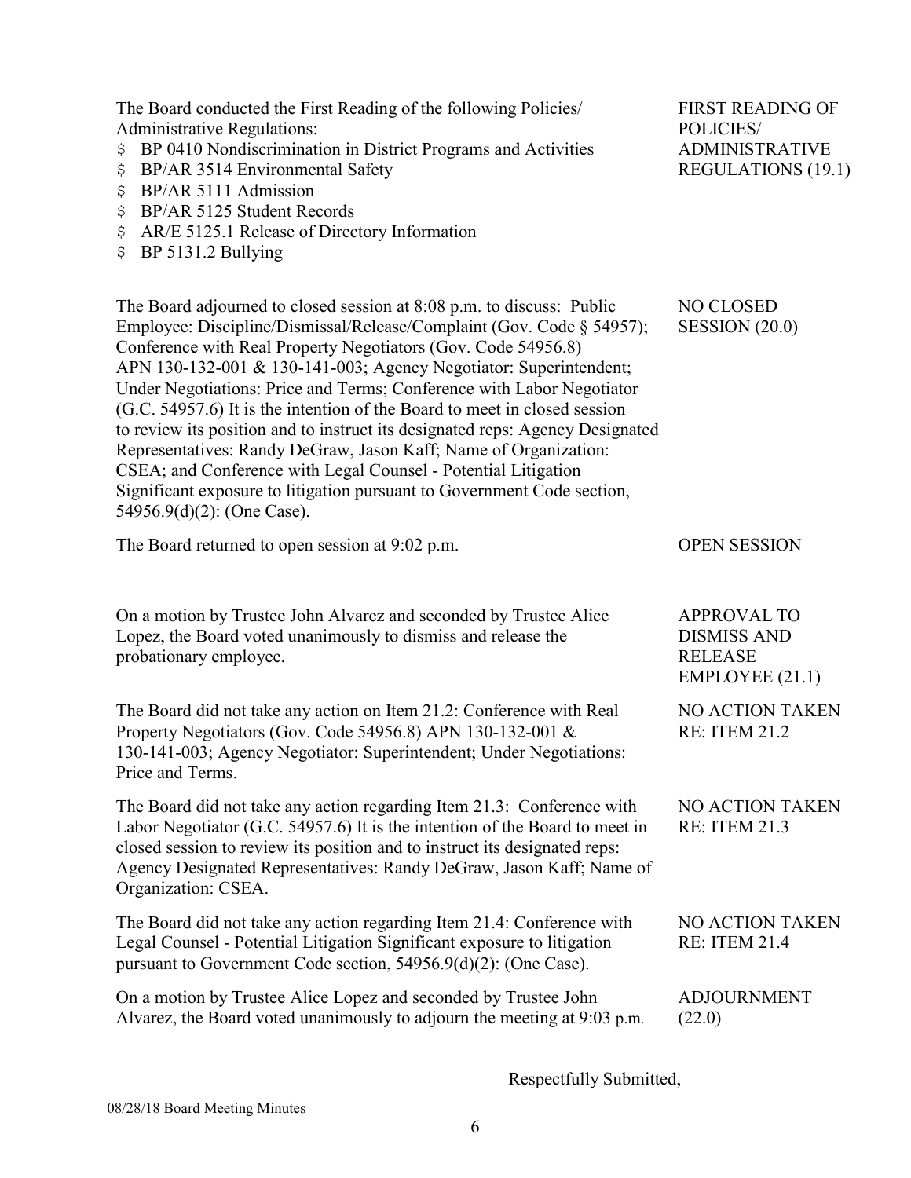The Board conducted the First Reading of the following Policies/ Administrative Regulations:

**FIRST READING OF POLICIES/ ADMINISTRATIVE REGULATIONS (19.1)**

- BP 0410 Nondiscrimination in District Programs and Activities
- BP/AR 3514 Environmental Safety
- BP/AR 5111 Admission
- BP/AR 5125 Student Records
- AR/E 5125.1 Release of Directory Information
- BP 5131.2 Bullying

**NO CLOSED SESSION (20.0)**

The Board adjourned to closed session at 8:08 p.m. to discuss: Public Employee: Discipline/Dismissal/Release/Complaint (Gov. Code § 54957); Conference with Real Property Negotiators (Gov. Code 54956.8) APN 130-132-001 & 130-141-003; Agency Negotiator: Superintendent; Under Negotiations: Price and Terms; Conference with Labor Negotiator (G.C. 54957.6) It is the intention of the Board to meet in closed session to review its position and to instruct its designated reps: Agency Designated Representatives: Randy DeGraw, Jason Kaff; Name of Organization: CSEA; and Conference with Legal Counsel - Potential Litigation Significant exposure to litigation pursuant to Government Code section, 54956.9(d)(2): (One Case).

**OPEN SESSION**

The Board returned to open session at 9:02 p.m.

**APPROVAL TO DISMISS AND RELEASE EMPLOYEE (21.1)**

On a motion by Trustee John Alvarez and seconded by Trustee Alice Lopez, the Board voted unanimously to dismiss and release the probationary employee.

**NO ACTION TAKEN RE: ITEM 21.2**

The Board did not take any action on Item 21.2: Conference with Real Property Negotiators (Gov. Code 54956.8) APN 130-132-001 & 130-141-003; Agency Negotiator: Superintendent; Under Negotiations: Price and Terms.

**NO ACTION TAKEN RE: ITEM 21.3**

The Board did not take any action regarding Item 21.3: Conference with Labor Negotiator (G.C. 54957.6) It is the intention of the Board to meet in closed session to review its position and to instruct its designated reps: Agency Designated Representatives: Randy DeGraw, Jason Kaff; Name of Organization: CSEA.

**NO ACTION TAKEN RE: ITEM 21.4**

The Board did not take any action regarding Item 21.4: Conference with Legal Counsel - Potential Litigation Significant exposure to litigation pursuant to Government Code section, 54956.9(d)(2): (One Case).

**ADJOURNMENT (22.0)**

On a motion by Trustee Alice Lopez and seconded by Trustee John Alvarez, the Board voted unanimously to adjourn the meeting at 9:03 p.m.

Respectfully Submitted,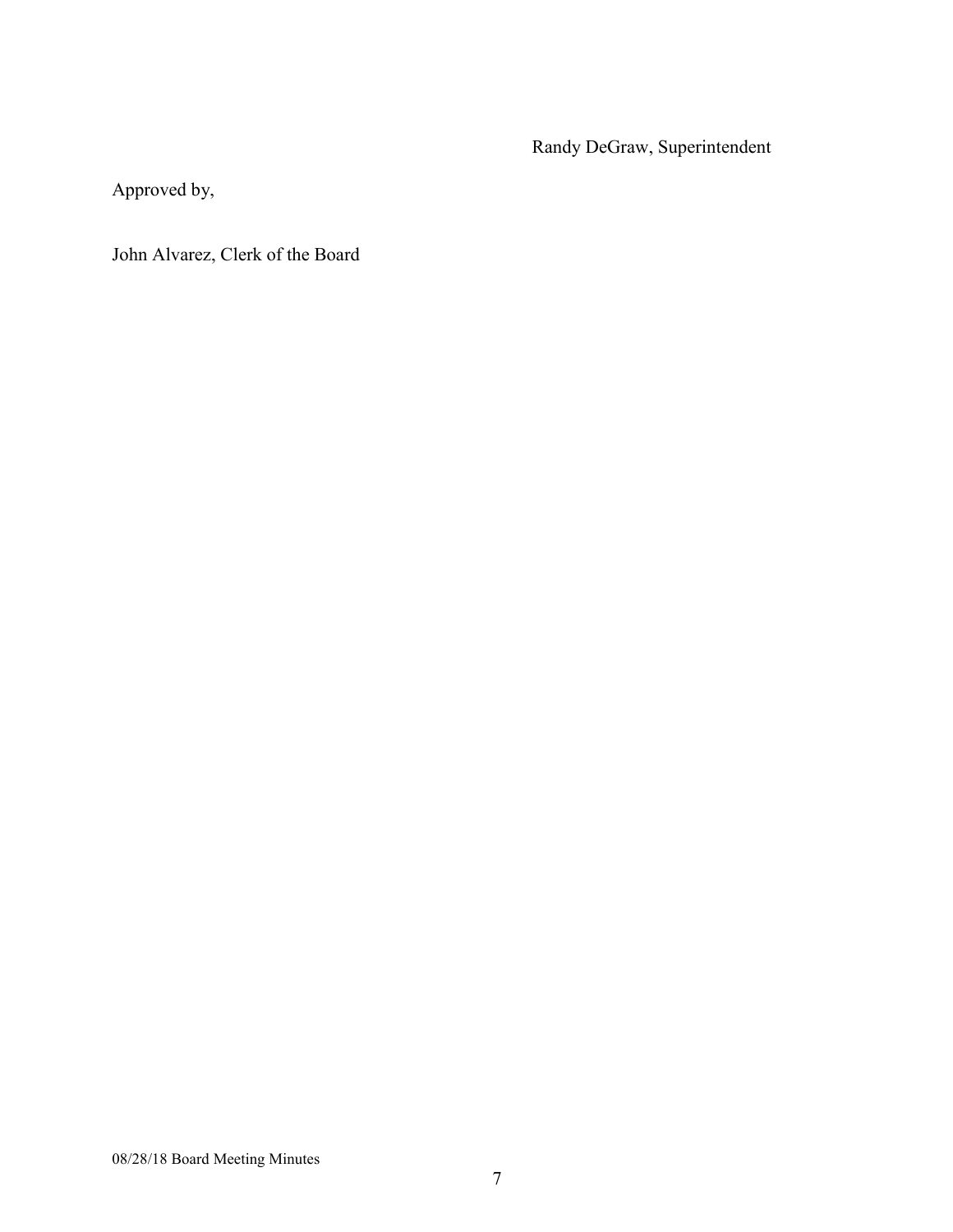Randy DeGraw, Superintendent

Approved by,

John Alvarez, Clerk of the Board